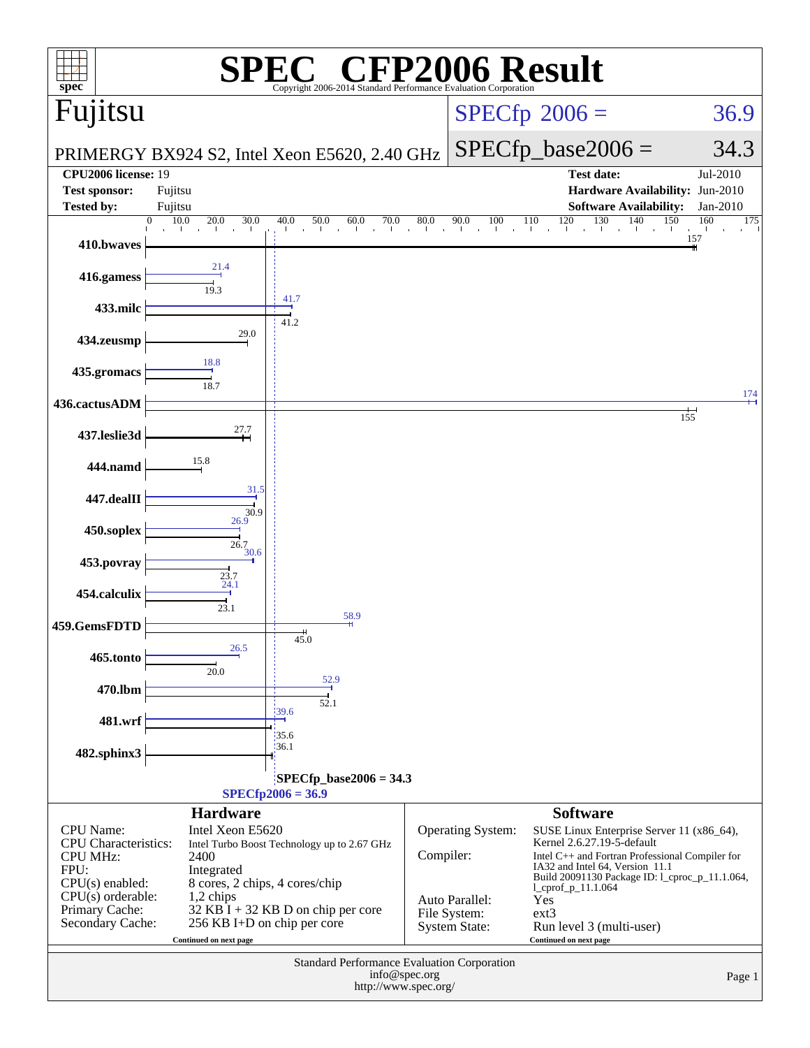# SPEC® CFP2006 Result

Copyright 2006-2014 Standard Performance Evaluation Corporation

## Fujitsu

PRIMERGY BX924 S2, Intel Xeon E5620, 2.40 GHz

SPECfp 2006 = 36.9

SPECfp_base2006 = 34.3

| | | | |
|---|---|---|---|
| **CPU2006 license:** 19 | | **Test date:** | Jul-2010 |
| **Test sponsor:** | Fujitsu | **Hardware Availability:** | Jun-2010 |
| **Tested by:** | Fujitsu | **Software Availability:** | Jan-2010 |

| Benchmark | Peak | Base |
|---|---|---|
| 410.bwaves | | 157 |
| 416.gamess | 21.4 | 19.3 |
| 433.milc | 41.7 | 41.2 |
| 434.zeusmp | | 29.0 |
| 435.gromacs | 18.8 | 18.7 |
| 436.cactusADM | 174 | 155 |
| 437.leslie3d | | 27.7 |
| 444.namd | | 15.8 |
| 447.dealII | 31.5 | 30.9 |
| 450.soplex | 26.9 | 26.7 |
| 453.povray | 30.6 | 23.7 |
| 454.calculix | 24.1 | 23.1 |
| 459.GemsFDTD | 58.9 | 45.0 |
| 465.tonto | 26.5 | 20.0 |
| 470.lbm | 52.9 | 52.1 |
| 481.wrf | 39.6 | 35.6 |
| 482.sphinx3 | | 36.1 |

SPECfp_base2006 = 34.3

SPECfp2006 = 36.9

### Hardware

| | |
|---|---|
| CPU Name: | Intel Xeon E5620 |
| CPU Characteristics: | Intel Turbo Boost Technology up to 2.67 GHz |
| CPU MHz: | 2400 |
| FPU: | Integrated |
| CPU(s) enabled: | 8 cores, 2 chips, 4 cores/chip |
| CPU(s) orderable: | 1,2 chips |
| Primary Cache: | 32 KB I + 32 KB D on chip per core |
| Secondary Cache: | 256 KB I+D on chip per core |

Continued on next page

### Software

| | |
|---|---|
| Operating System: | SUSE Linux Enterprise Server 11 (x86_64), Kernel 2.6.27.19-5-default |
| Compiler: | Intel C++ and Fortran Professional Compiler for IA32 and Intel 64, Version 11.1 Build 20091130 Package ID: l_cproc_p_11.1.064, l_cprof_p_11.1.064 |
| Auto Parallel: | Yes |
| File System: | ext3 |
| System State: | Run level 3 (multi-user) |

Continued on next page

Standard Performance Evaluation Corporation
info@spec.org
http://www.spec.org/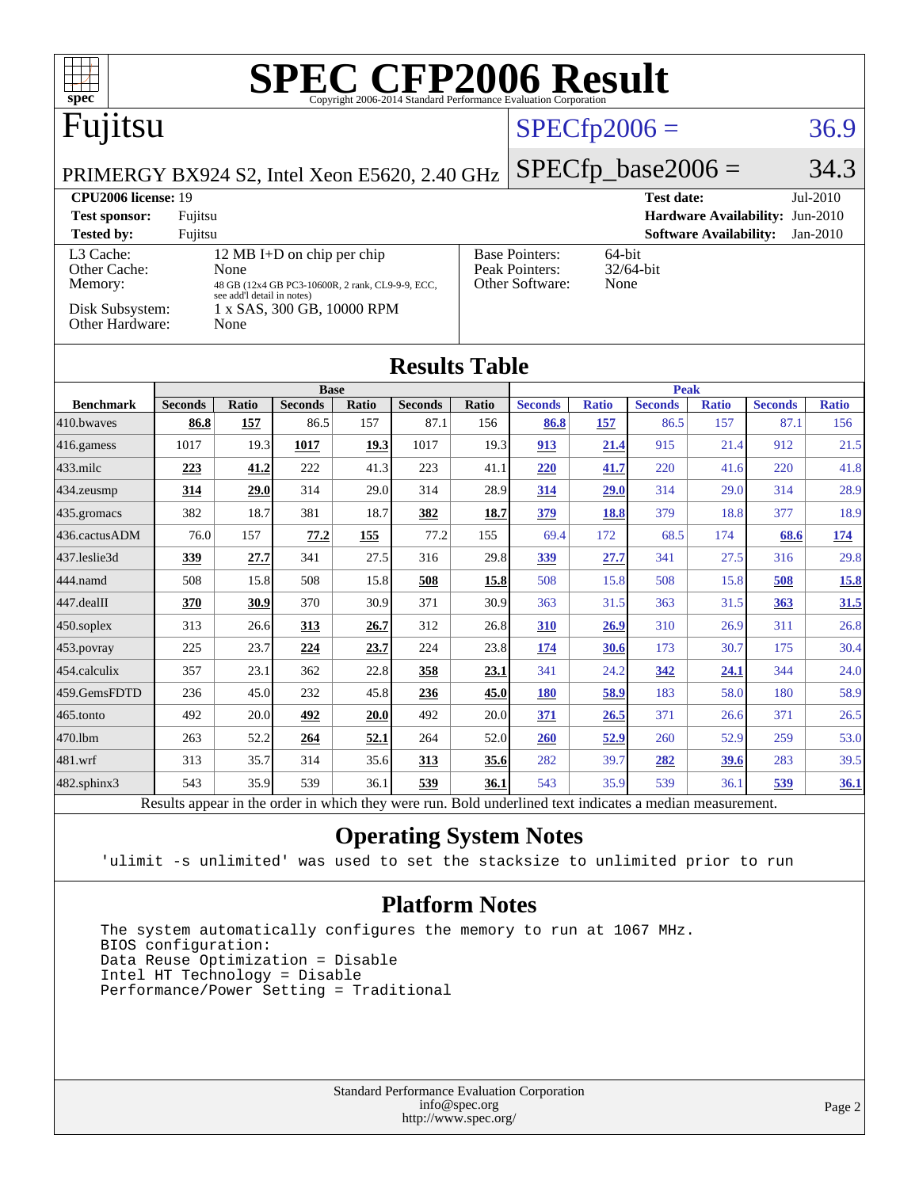# SPEC CFP2006 Result

Copyright 2006-2014 Standard Performance Evaluation Corporation

## Fujitsu

PRIMERGY BX924 S2, Intel Xeon E5620, 2.40 GHz

SPECfp2006 = 36.9

SPECfp_base2006 = 34.3

| | | | |
|---|---|---|---|
| **CPU2006 license:** 19 | | **Test date:** | Jul-2010 |
| **Test sponsor:** | Fujitsu | **Hardware Availability:** | Jun-2010 |
| **Tested by:** | Fujitsu | **Software Availability:** | Jan-2010 |

| | |
|---|---|
| L3 Cache: | 12 MB I+D on chip per chip |
| Other Cache: | None |
| Memory: | 48 GB (12x4 GB PC3-10600R, 2 rank, CL9-9-9, ECC, see add'l detail in notes) |
| Disk Subsystem: | 1 x SAS, 300 GB, 10000 RPM |
| Other Hardware: | None |

| | |
|---|---|
| Base Pointers: | 64-bit |
| Peak Pointers: | 32/64-bit |
| Other Software: | None |

## Results Table

| | Base | | | | | | Peak | | | | | |
|---|---|---|---|---|---|---|---|---|---|---|---|---|
| **Benchmark** | **Seconds** | **Ratio** | **Seconds** | **Ratio** | **Seconds** | **Ratio** | **Seconds** | **Ratio** | **Seconds** | **Ratio** | **Seconds** | **Ratio** |
| 410.bwaves | **86.8** | **157** | 86.5 | 157 | 87.1 | 156 | **86.8** | **157** | 86.5 | 157 | 87.1 | 156 |
| 416.gamess | 1017 | 19.3 | **1017** | **19.3** | 1017 | 19.3 | **913** | **21.4** | 915 | 21.4 | 912 | 21.5 |
| 433.milc | **223** | **41.2** | 222 | 41.3 | 223 | 41.1 | **220** | **41.7** | 220 | 41.6 | 220 | 41.8 |
| 434.zeusmp | **314** | **29.0** | 314 | 29.0 | 314 | 28.9 | **314** | **29.0** | 314 | 29.0 | 314 | 28.9 |
| 435.gromacs | 382 | 18.7 | 381 | 18.7 | **382** | **18.7** | **379** | **18.8** | 379 | 18.8 | 377 | 18.9 |
| 436.cactusADM | 76.0 | 157 | **77.2** | **155** | 77.2 | 155 | 69.4 | 172 | 68.5 | 174 | **68.6** | **174** |
| 437.leslie3d | **339** | **27.7** | 341 | 27.5 | 316 | 29.8 | **339** | **27.7** | 341 | 27.5 | 316 | 29.8 |
| 444.namd | 508 | 15.8 | 508 | 15.8 | **508** | **15.8** | 508 | 15.8 | 508 | 15.8 | **508** | **15.8** |
| 447.dealII | **370** | **30.9** | 370 | 30.9 | 371 | 30.9 | 363 | 31.5 | 363 | 31.5 | **363** | **31.5** |
| 450.soplex | 313 | 26.6 | **313** | **26.7** | 312 | 26.8 | **310** | **26.9** | 310 | 26.9 | 311 | 26.8 |
| 453.povray | 225 | 23.7 | **224** | **23.7** | 224 | 23.8 | **174** | **30.6** | 173 | 30.7 | 175 | 30.4 |
| 454.calculix | 357 | 23.1 | 362 | 22.8 | **358** | **23.1** | 341 | 24.2 | **342** | **24.1** | 344 | 24.0 |
| 459.GemsFDTD | 236 | 45.0 | 232 | 45.8 | **236** | **45.0** | **180** | **58.9** | 183 | 58.0 | 180 | 58.9 |
| 465.tonto | 492 | 20.0 | **492** | **20.0** | 492 | 20.0 | **371** | **26.5** | 371 | 26.6 | 371 | 26.5 |
| 470.lbm | 263 | 52.2 | **264** | **52.1** | 264 | 52.0 | **260** | **52.9** | 260 | 52.9 | 259 | 53.0 |
| 481.wrf | 313 | 35.7 | 314 | 35.6 | **313** | **35.6** | 282 | 39.7 | **282** | **39.6** | 283 | 39.5 |
| 482.sphinx3 | 543 | 35.9 | 539 | 36.1 | **539** | **36.1** | 543 | 35.9 | 539 | 36.1 | **539** | **36.1** |

Results appear in the order in which they were run. Bold underlined text indicates a median measurement.

## Operating System Notes

```
'ulimit -s unlimited' was used to set the stacksize to unlimited prior to run
```

## Platform Notes

```
The system automatically configures the memory to run at 1067 MHz.
BIOS configuration:
Data Reuse Optimization = Disable
Intel HT Technology = Disable
Performance/Power Setting = Traditional
```

Standard Performance Evaluation Corporation
info@spec.org
http://www.spec.org/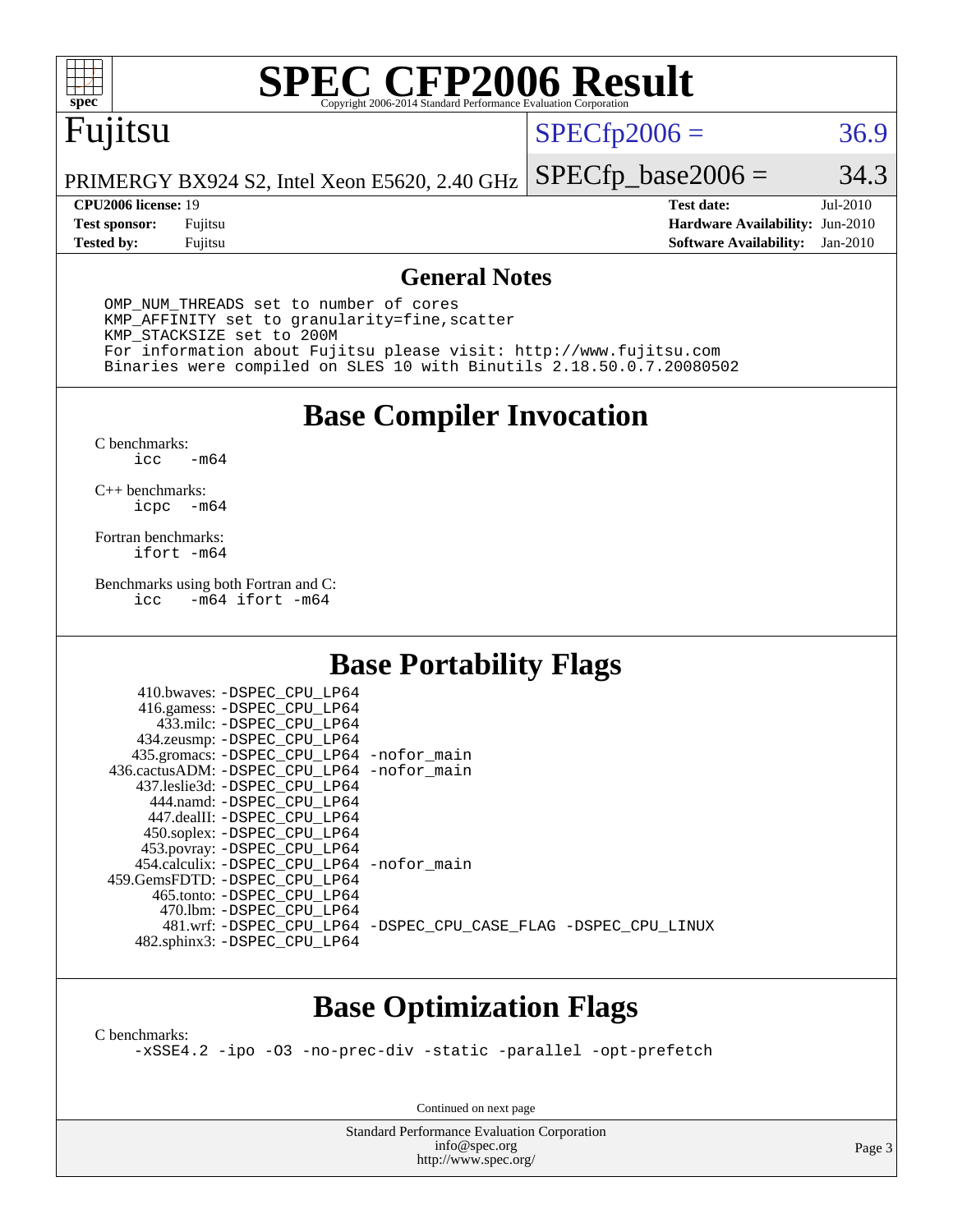# SPEC CFP2006 Result

Copyright 2006-2014 Standard Performance Evaluation Corporation

**Fujitsu**

PRIMERGY BX924 S2, Intel Xeon E5620, 2.40 GHz

SPECfp2006 = 36.9

SPECfp_base2006 = 34.3

| | | | |
|---|---|---|---|
| **CPU2006 license:** 19 | | **Test date:** | Jul-2010 |
| **Test sponsor:** | Fujitsu | **Hardware Availability:** | Jun-2010 |
| **Tested by:** | Fujitsu | **Software Availability:** | Jan-2010 |

## General Notes

```
OMP_NUM_THREADS set to number of cores
KMP_AFFINITY set to granularity=fine,scatter
KMP_STACKSIZE set to 200M
For information about Fujitsu please visit: http://www.fujitsu.com
Binaries were compiled on SLES 10 with Binutils 2.18.50.0.7.20080502
```

## Base Compiler Invocation

C benchmarks:
```
icc   -m64
```

C++ benchmarks:
```
icpc  -m64
```

Fortran benchmarks:
```
ifort -m64
```

Benchmarks using both Fortran and C:
```
icc   -m64 ifort -m64
```

## Base Portability Flags

```
     410.bwaves: -DSPEC_CPU_LP64
     416.gamess: -DSPEC_CPU_LP64
       433.milc: -DSPEC_CPU_LP64
     434.zeusmp: -DSPEC_CPU_LP64
    435.gromacs: -DSPEC_CPU_LP64 -nofor_main
 436.cactusADM: -DSPEC_CPU_LP64 -nofor_main
    437.leslie3d: -DSPEC_CPU_LP64
      444.namd: -DSPEC_CPU_LP64
    447.dealII: -DSPEC_CPU_LP64
    450.soplex: -DSPEC_CPU_LP64
    453.povray: -DSPEC_CPU_LP64
  454.calculix: -DSPEC_CPU_LP64 -nofor_main
 459.GemsFDTD: -DSPEC_CPU_LP64
     465.tonto: -DSPEC_CPU_LP64
       470.lbm: -DSPEC_CPU_LP64
       481.wrf: -DSPEC_CPU_LP64 -DSPEC_CPU_CASE_FLAG -DSPEC_CPU_LINUX
   482.sphinx3: -DSPEC_CPU_LP64
```

## Base Optimization Flags

C benchmarks:
```
-xSSE4.2 -ipo -O3 -no-prec-div -static -parallel -opt-prefetch
```

Continued on next page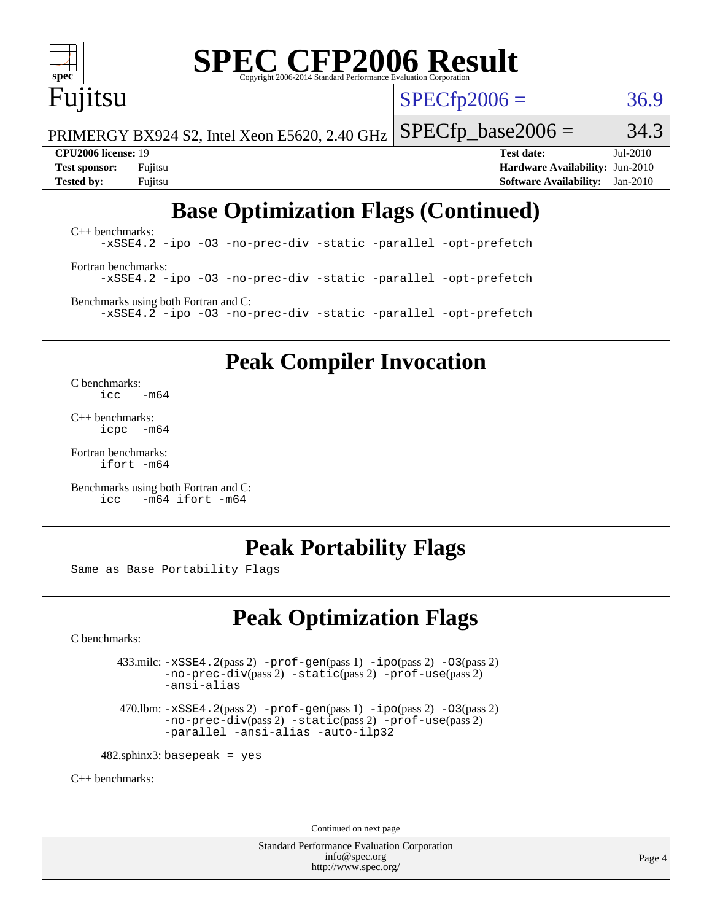## Base Optimization Flags (Continued)

C++ benchmarks:

```
-xSSE4.2 -ipo -O3 -no-prec-div -static -parallel -opt-prefetch
```

Fortran benchmarks:

```
-xSSE4.2 -ipo -O3 -no-prec-div -static -parallel -opt-prefetch
```

Benchmarks using both Fortran and C:

```
-xSSE4.2 -ipo -O3 -no-prec-div -static -parallel -opt-prefetch
```

## Peak Compiler Invocation

C benchmarks:

```
icc   -m64
```

C++ benchmarks:

```
icpc  -m64
```

Fortran benchmarks:

```
ifort -m64
```

Benchmarks using both Fortran and C:

```
icc   -m64 ifort -m64
```

## Peak Portability Flags

Same as Base Portability Flags

## Peak Optimization Flags

C benchmarks:

433.milc: `-xSSE4.2`(pass 2) `-prof-gen`(pass 1) `-ipo`(pass 2) `-O3`(pass 2) `-no-prec-div`(pass 2) `-static`(pass 2) `-prof-use`(pass 2) `-ansi-alias`

470.lbm: `-xSSE4.2`(pass 2) `-prof-gen`(pass 1) `-ipo`(pass 2) `-O3`(pass 2) `-no-prec-div`(pass 2) `-static`(pass 2) `-prof-use`(pass 2) `-parallel -ansi-alias -auto-ilp32`

482.sphinx3: `basepeak = yes`

C++ benchmarks:

Continued on next page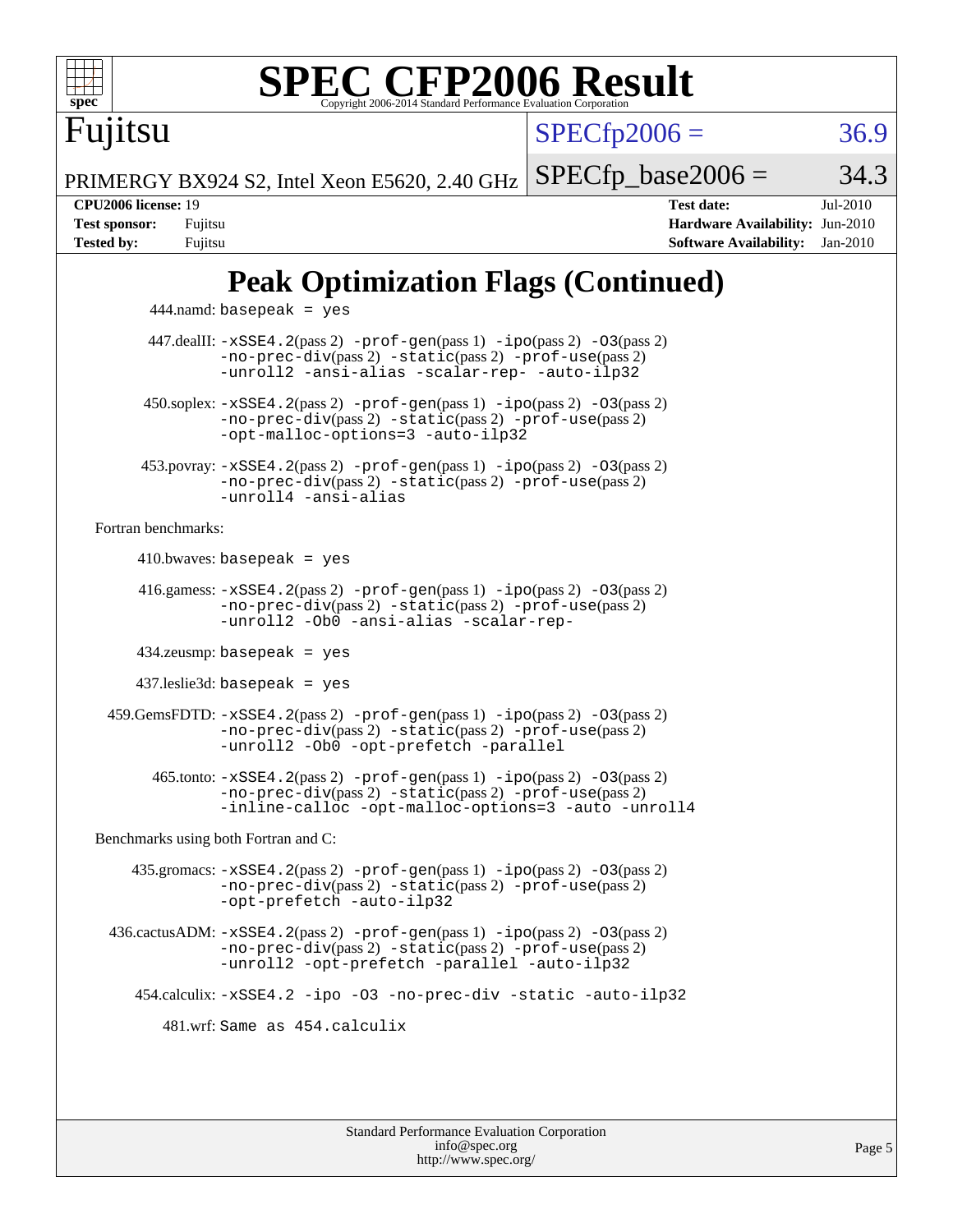# SPEC CFP2006 Result

Copyright 2006-2014 Standard Performance Evaluation Corporation

**Fujitsu**

PRIMERGY BX924 S2, Intel Xeon E5620, 2.40 GHz

SPECfp2006 = 36.9

SPECfp_base2006 = 34.3

| | | | |
|---|---|---|---|
| **CPU2006 license:** | 19 | **Test date:** | Jul-2010 |
| **Test sponsor:** | Fujitsu | **Hardware Availability:** | Jun-2010 |
| **Tested by:** | Fujitsu | **Software Availability:** | Jan-2010 |

## Peak Optimization Flags (Continued)

444.namd: `basepeak = yes`

447.dealII: `-xSSE4.2`(pass 2) `-prof-gen`(pass 1) `-ipo`(pass 2) `-O3`(pass 2) `-no-prec-div`(pass 2) `-static`(pass 2) `-prof-use`(pass 2) `-unroll2 -ansi-alias -scalar-rep- -auto-ilp32`

450.soplex: `-xSSE4.2`(pass 2) `-prof-gen`(pass 1) `-ipo`(pass 2) `-O3`(pass 2) `-no-prec-div`(pass 2) `-static`(pass 2) `-prof-use`(pass 2) `-opt-malloc-options=3 -auto-ilp32`

453.povray: `-xSSE4.2`(pass 2) `-prof-gen`(pass 1) `-ipo`(pass 2) `-O3`(pass 2) `-no-prec-div`(pass 2) `-static`(pass 2) `-prof-use`(pass 2) `-unroll4 -ansi-alias`

Fortran benchmarks:

410.bwaves: `basepeak = yes`

416.gamess: `-xSSE4.2`(pass 2) `-prof-gen`(pass 1) `-ipo`(pass 2) `-O3`(pass 2) `-no-prec-div`(pass 2) `-static`(pass 2) `-prof-use`(pass 2) `-unroll2 -Ob0 -ansi-alias -scalar-rep-`

434.zeusmp: `basepeak = yes`

437.leslie3d: `basepeak = yes`

459.GemsFDTD: `-xSSE4.2`(pass 2) `-prof-gen`(pass 1) `-ipo`(pass 2) `-O3`(pass 2) `-no-prec-div`(pass 2) `-static`(pass 2) `-prof-use`(pass 2) `-unroll2 -Ob0 -opt-prefetch -parallel`

465.tonto: `-xSSE4.2`(pass 2) `-prof-gen`(pass 1) `-ipo`(pass 2) `-O3`(pass 2) `-no-prec-div`(pass 2) `-static`(pass 2) `-prof-use`(pass 2) `-inline-calloc -opt-malloc-options=3 -auto -unroll4`

Benchmarks using both Fortran and C:

435.gromacs: `-xSSE4.2`(pass 2) `-prof-gen`(pass 1) `-ipo`(pass 2) `-O3`(pass 2) `-no-prec-div`(pass 2) `-static`(pass 2) `-prof-use`(pass 2) `-opt-prefetch -auto-ilp32`

436.cactusADM: `-xSSE4.2`(pass 2) `-prof-gen`(pass 1) `-ipo`(pass 2) `-O3`(pass 2) `-no-prec-div`(pass 2) `-static`(pass 2) `-prof-use`(pass 2) `-unroll2 -opt-prefetch -parallel -auto-ilp32`

454.calculix: `-xSSE4.2 -ipo -O3 -no-prec-div -static -auto-ilp32`

481.wrf: `Same as 454.calculix`

Standard Performance Evaluation Corporation
info@spec.org
http://www.spec.org/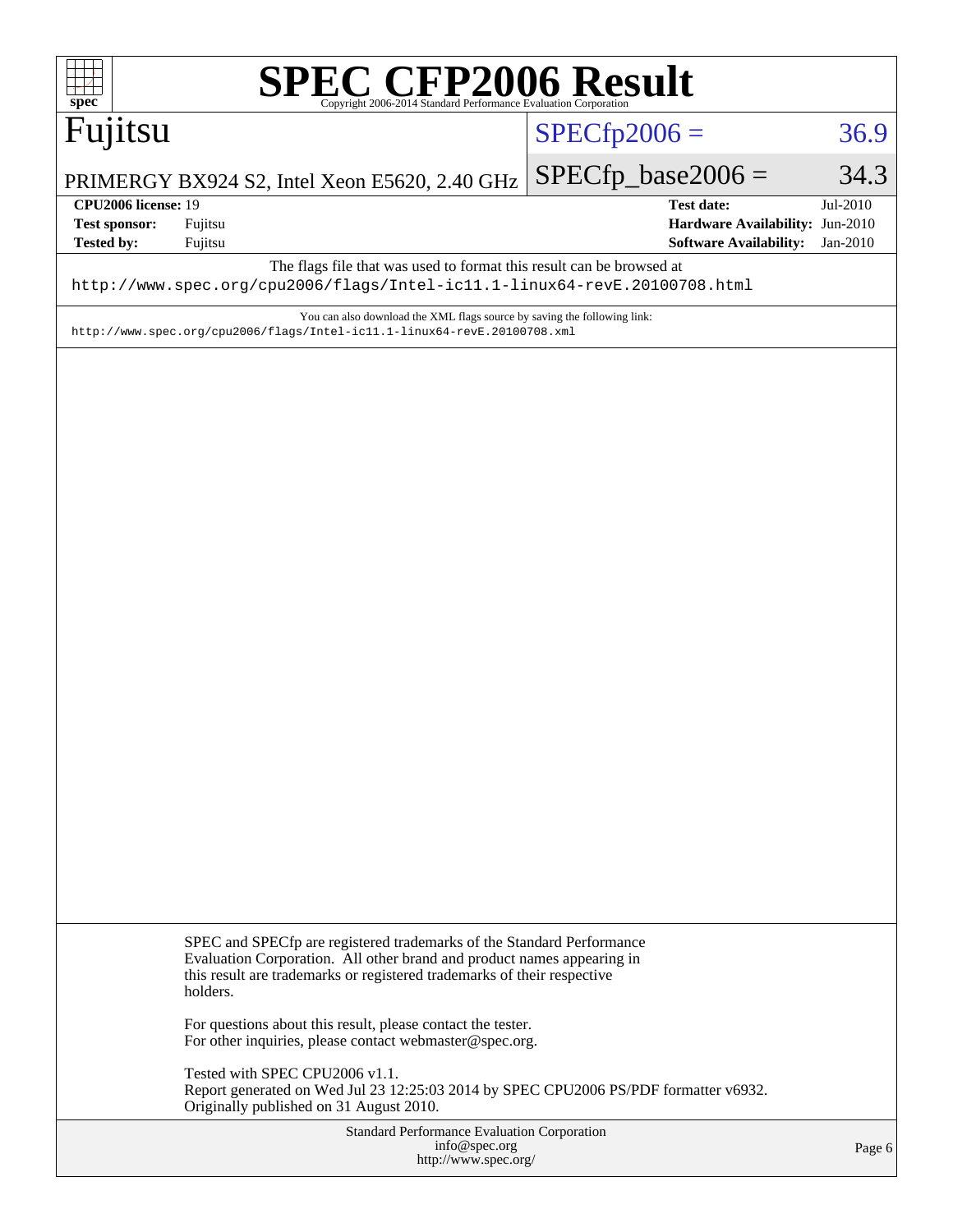# SPEC CFP2006 Result

Copyright 2006-2014 Standard Performance Evaluation Corporation

## Fujitsu

PRIMERGY BX924 S2, Intel Xeon E5620, 2.40 GHz

$SPECfp2006 =$ 36.9

$SPECfp\_base2006 =$ 34.3

| | | | |
|---|---|---|---|
| **CPU2006 license:** 19 | | **Test date:** | Jul-2010 |
| **Test sponsor:** | Fujitsu | **Hardware Availability:** | Jun-2010 |
| **Tested by:** | Fujitsu | **Software Availability:** | Jan-2010 |

The flags file that was used to format this result can be browsed at
`http://www.spec.org/cpu2006/flags/Intel-ic11.1-linux64-revE.20100708.html`

You can also download the XML flags source by saving the following link:
`http://www.spec.org/cpu2006/flags/Intel-ic11.1-linux64-revE.20100708.xml`

SPEC and SPECfp are registered trademarks of the Standard Performance Evaluation Corporation. All other brand and product names appearing in this result are trademarks or registered trademarks of their respective holders.

For questions about this result, please contact the tester.
For other inquiries, please contact webmaster@spec.org.

Tested with SPEC CPU2006 v1.1.
Report generated on Wed Jul 23 12:25:03 2014 by SPEC CPU2006 PS/PDF formatter v6932.
Originally published on 31 August 2010.